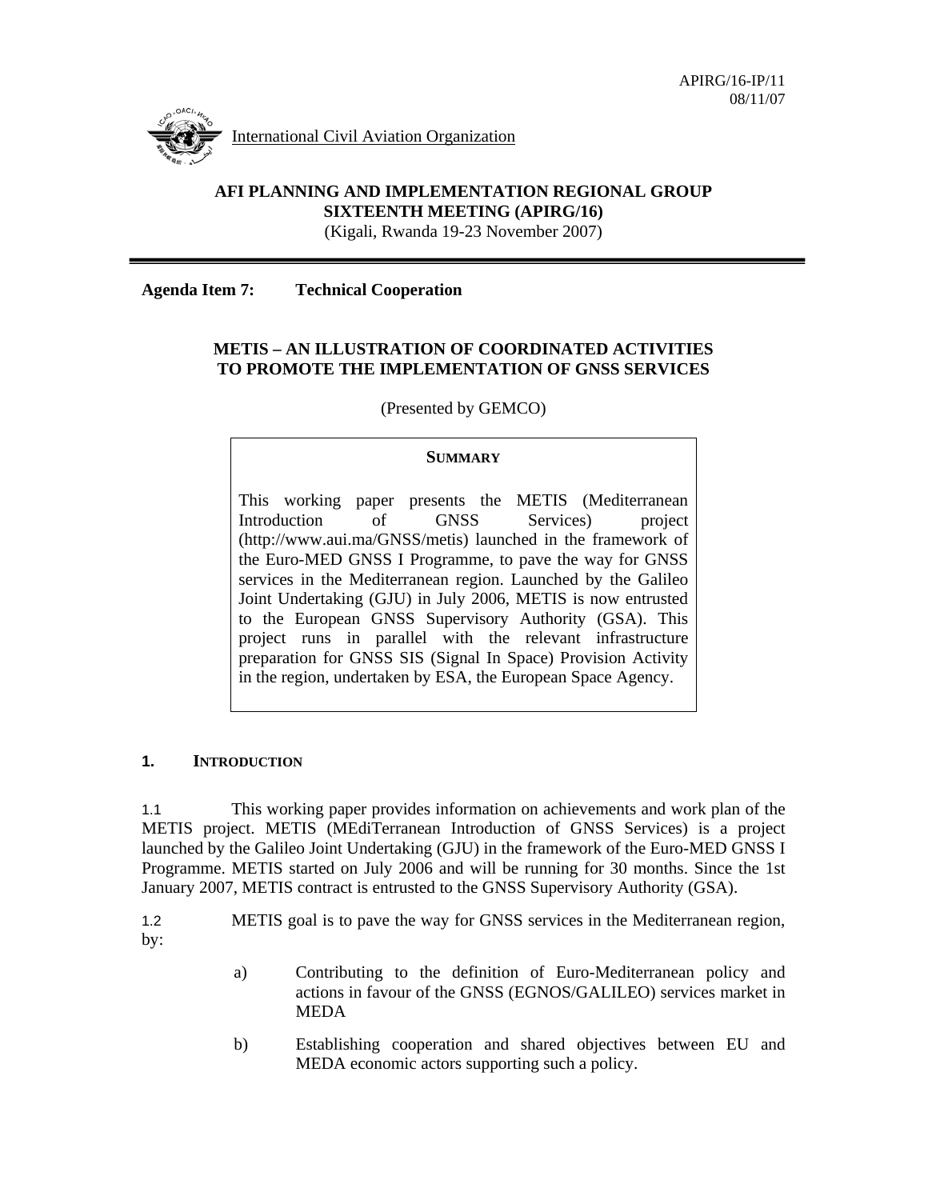APIRG/16-IP/11
08/11/07

International Civil Aviation Organization

**AFI PLANNING AND IMPLEMENTATION REGIONAL GROUP**
**SIXTEENTH MEETING (APIRG/16)**
(Kigali, Rwanda 19-23 November 2007)

**Agenda Item 7: Technical Cooperation**

# METIS – AN ILLUSTRATION OF COORDINATED ACTIVITIES TO PROMOTE THE IMPLEMENTATION OF GNSS SERVICES

(Presented by GEMCO)

**SUMMARY**

This working paper presents the METIS (Mediterranean Introduction of GNSS Services) project (http://www.aui.ma/GNSS/metis) launched in the framework of the Euro-MED GNSS I Programme, to pave the way for GNSS services in the Mediterranean region. Launched by the Galileo Joint Undertaking (GJU) in July 2006, METIS is now entrusted to the European GNSS Supervisory Authority (GSA). This project runs in parallel with the relevant infrastructure preparation for GNSS SIS (Signal In Space) Provision Activity in the region, undertaken by ESA, the European Space Agency.

## 1. INTRODUCTION

1.1 This working paper provides information on achievements and work plan of the METIS project. METIS (MEdiTerranean Introduction of GNSS Services) is a project launched by the Galileo Joint Undertaking (GJU) in the framework of the Euro-MED GNSS I Programme. METIS started on July 2006 and will be running for 30 months. Since the 1st January 2007, METIS contract is entrusted to the GNSS Supervisory Authority (GSA).

1.2 METIS goal is to pave the way for GNSS services in the Mediterranean region, by:

a) Contributing to the definition of Euro-Mediterranean policy and actions in favour of the GNSS (EGNOS/GALILEO) services market in MEDA

b) Establishing cooperation and shared objectives between EU and MEDA economic actors supporting such a policy.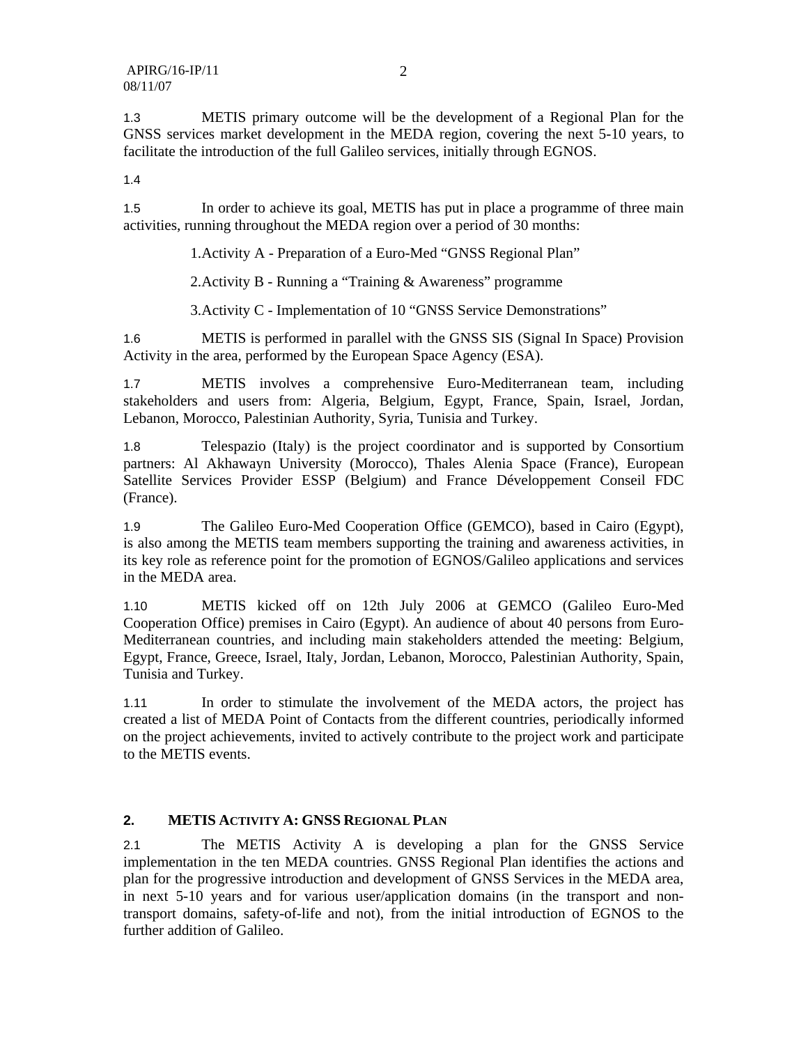1.3 METIS primary outcome will be the development of a Regional Plan for the GNSS services market development in the MEDA region, covering the next 5-10 years, to facilitate the introduction of the full Galileo services, initially through EGNOS.

1.4

1.5 In order to achieve its goal, METIS has put in place a programme of three main activities, running throughout the MEDA region over a period of 30 months:

1. Activity A - Preparation of a Euro-Med "GNSS Regional Plan"
2. Activity B - Running a "Training & Awareness" programme
3. Activity C - Implementation of 10 "GNSS Service Demonstrations"

1.6 METIS is performed in parallel with the GNSS SIS (Signal In Space) Provision Activity in the area, performed by the European Space Agency (ESA).

1.7 METIS involves a comprehensive Euro-Mediterranean team, including stakeholders and users from: Algeria, Belgium, Egypt, France, Spain, Israel, Jordan, Lebanon, Morocco, Palestinian Authority, Syria, Tunisia and Turkey.

1.8 Telespazio (Italy) is the project coordinator and is supported by Consortium partners: Al Akhawayn University (Morocco), Thales Alenia Space (France), European Satellite Services Provider ESSP (Belgium) and France Développement Conseil FDC (France).

1.9 The Galileo Euro-Med Cooperation Office (GEMCO), based in Cairo (Egypt), is also among the METIS team members supporting the training and awareness activities, in its key role as reference point for the promotion of EGNOS/Galileo applications and services in the MEDA area.

1.10 METIS kicked off on 12th July 2006 at GEMCO (Galileo Euro-Med Cooperation Office) premises in Cairo (Egypt). An audience of about 40 persons from Euro-Mediterranean countries, and including main stakeholders attended the meeting: Belgium, Egypt, France, Greece, Israel, Italy, Jordan, Lebanon, Morocco, Palestinian Authority, Spain, Tunisia and Turkey.

1.11 In order to stimulate the involvement of the MEDA actors, the project has created a list of MEDA Point of Contacts from the different countries, periodically informed on the project achievements, invited to actively contribute to the project work and participate to the METIS events.

## 2. METIS ACTIVITY A: GNSS REGIONAL PLAN

2.1 The METIS Activity A is developing a plan for the GNSS Service implementation in the ten MEDA countries. GNSS Regional Plan identifies the actions and plan for the progressive introduction and development of GNSS Services in the MEDA area, in next 5-10 years and for various user/application domains (in the transport and non-transport domains, safety-of-life and not), from the initial introduction of EGNOS to the further addition of Galileo.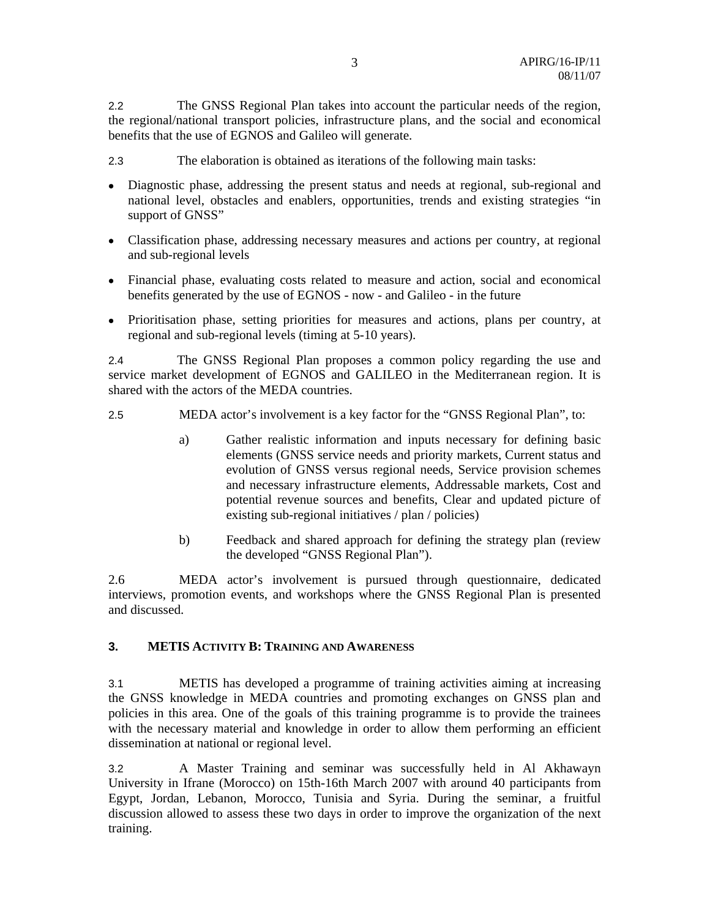2.2 The GNSS Regional Plan takes into account the particular needs of the region, the regional/national transport policies, infrastructure plans, and the social and economical benefits that the use of EGNOS and Galileo will generate.

2.3 The elaboration is obtained as iterations of the following main tasks:

- Diagnostic phase, addressing the present status and needs at regional, sub-regional and national level, obstacles and enablers, opportunities, trends and existing strategies "in support of GNSS"
- Classification phase, addressing necessary measures and actions per country, at regional and sub-regional levels
- Financial phase, evaluating costs related to measure and action, social and economical benefits generated by the use of EGNOS - now - and Galileo - in the future
- Prioritisation phase, setting priorities for measures and actions, plans per country, at regional and sub-regional levels (timing at 5-10 years).

2.4 The GNSS Regional Plan proposes a common policy regarding the use and service market development of EGNOS and GALILEO in the Mediterranean region. It is shared with the actors of the MEDA countries.

2.5 MEDA actor's involvement is a key factor for the "GNSS Regional Plan", to:

a) Gather realistic information and inputs necessary for defining basic elements (GNSS service needs and priority markets, Current status and evolution of GNSS versus regional needs, Service provision schemes and necessary infrastructure elements, Addressable markets, Cost and potential revenue sources and benefits, Clear and updated picture of existing sub-regional initiatives / plan / policies)

b) Feedback and shared approach for defining the strategy plan (review the developed "GNSS Regional Plan").

2.6 MEDA actor's involvement is pursued through questionnaire, dedicated interviews, promotion events, and workshops where the GNSS Regional Plan is presented and discussed.

## 3. METIS ACTIVITY B: TRAINING AND AWARENESS

3.1 METIS has developed a programme of training activities aiming at increasing the GNSS knowledge in MEDA countries and promoting exchanges on GNSS plan and policies in this area. One of the goals of this training programme is to provide the trainees with the necessary material and knowledge in order to allow them performing an efficient dissemination at national or regional level.

3.2 A Master Training and seminar was successfully held in Al Akhawayn University in Ifrane (Morocco) on 15th-16th March 2007 with around 40 participants from Egypt, Jordan, Lebanon, Morocco, Tunisia and Syria. During the seminar, a fruitful discussion allowed to assess these two days in order to improve the organization of the next training.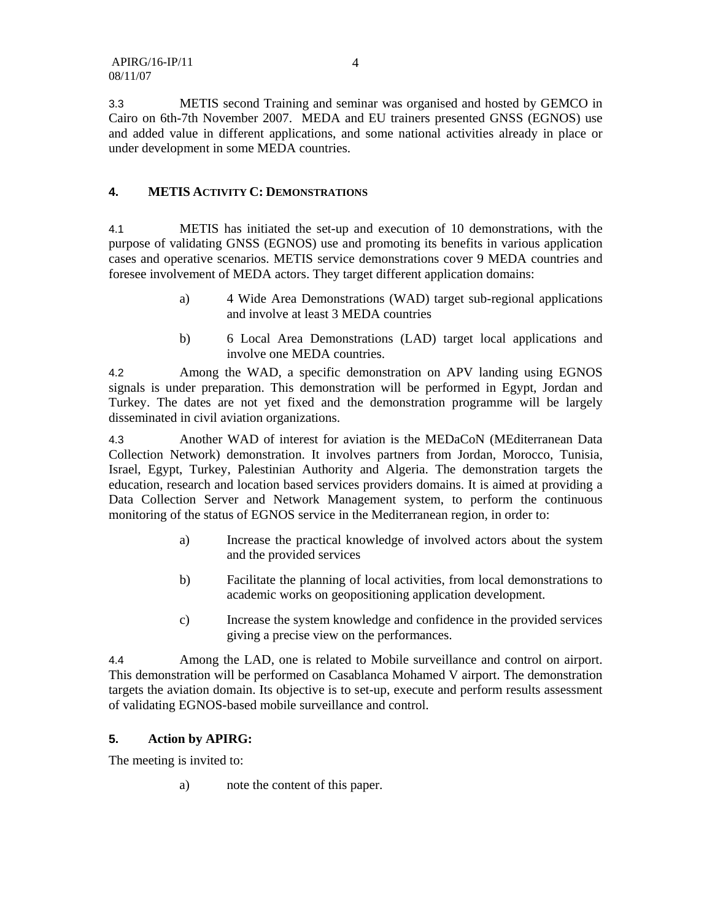3.3 METIS second Training and seminar was organised and hosted by GEMCO in Cairo on 6th-7th November 2007. MEDA and EU trainers presented GNSS (EGNOS) use and added value in different applications, and some national activities already in place or under development in some MEDA countries.

## 4. METIS ACTIVITY C: DEMONSTRATIONS

4.1 METIS has initiated the set-up and execution of 10 demonstrations, with the purpose of validating GNSS (EGNOS) use and promoting its benefits in various application cases and operative scenarios. METIS service demonstrations cover 9 MEDA countries and foresee involvement of MEDA actors. They target different application domains:

a) 4 Wide Area Demonstrations (WAD) target sub-regional applications and involve at least 3 MEDA countries

b) 6 Local Area Demonstrations (LAD) target local applications and involve one MEDA countries.

4.2 Among the WAD, a specific demonstration on APV landing using EGNOS signals is under preparation. This demonstration will be performed in Egypt, Jordan and Turkey. The dates are not yet fixed and the demonstration programme will be largely disseminated in civil aviation organizations.

4.3 Another WAD of interest for aviation is the MEDaCoN (MEditerranean Data Collection Network) demonstration. It involves partners from Jordan, Morocco, Tunisia, Israel, Egypt, Turkey, Palestinian Authority and Algeria. The demonstration targets the education, research and location based services providers domains. It is aimed at providing a Data Collection Server and Network Management system, to perform the continuous monitoring of the status of EGNOS service in the Mediterranean region, in order to:

a) Increase the practical knowledge of involved actors about the system and the provided services

b) Facilitate the planning of local activities, from local demonstrations to academic works on geopositioning application development.

c) Increase the system knowledge and confidence in the provided services giving a precise view on the performances.

4.4 Among the LAD, one is related to Mobile surveillance and control on airport. This demonstration will be performed on Casablanca Mohamed V airport. The demonstration targets the aviation domain. Its objective is to set-up, execute and perform results assessment of validating EGNOS-based mobile surveillance and control.

## 5. Action by APIRG:

The meeting is invited to:

a) note the content of this paper.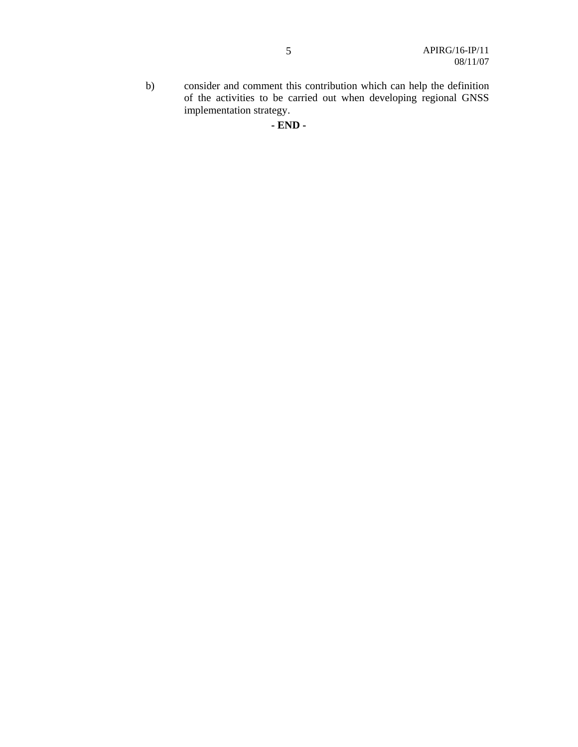b) consider and comment this contribution which can help the definition of the activities to be carried out when developing regional GNSS implementation strategy.

**- END -**